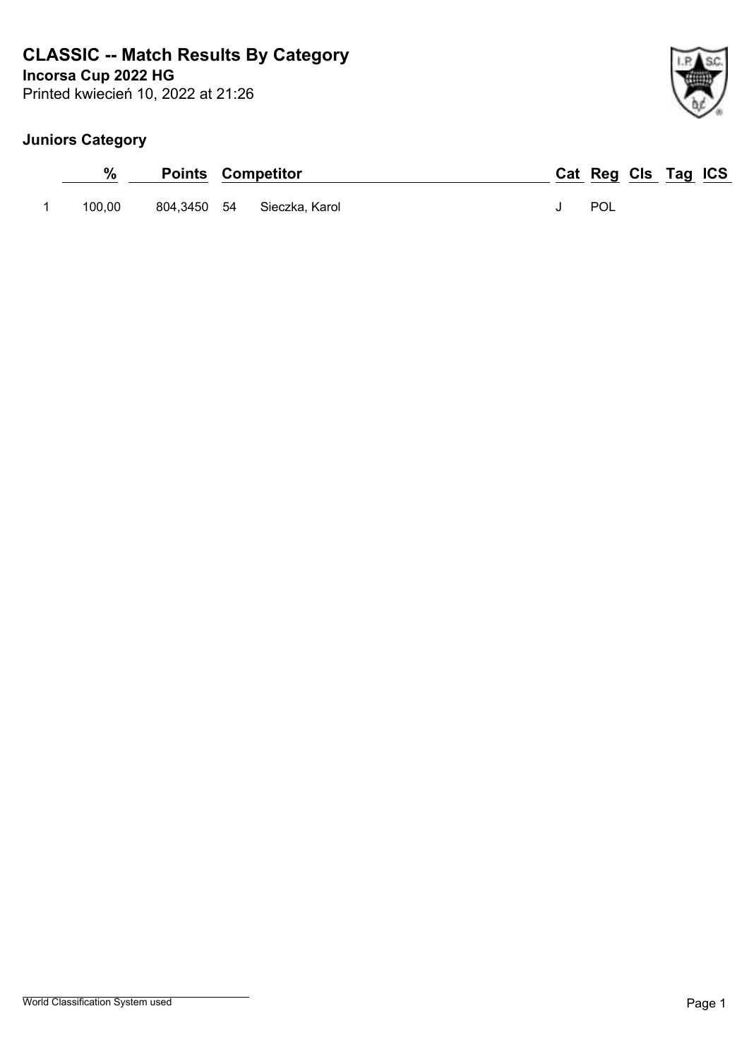# CLASSIC -- Match Results By Category

**Incorsa Cup 2022 HG**

Printed kwiecień 10, 2022 at 21:26

### Juniors Category

| | % | Points | Competitor | | Cat | Reg | Cls | Tag | ICS |
|---|---|---|---|---|---|---|---|---|---|
| 1 | 100,00 | 804,3450 | 54 | Sieczka, Karol | J | POL | | | |

World Classification System used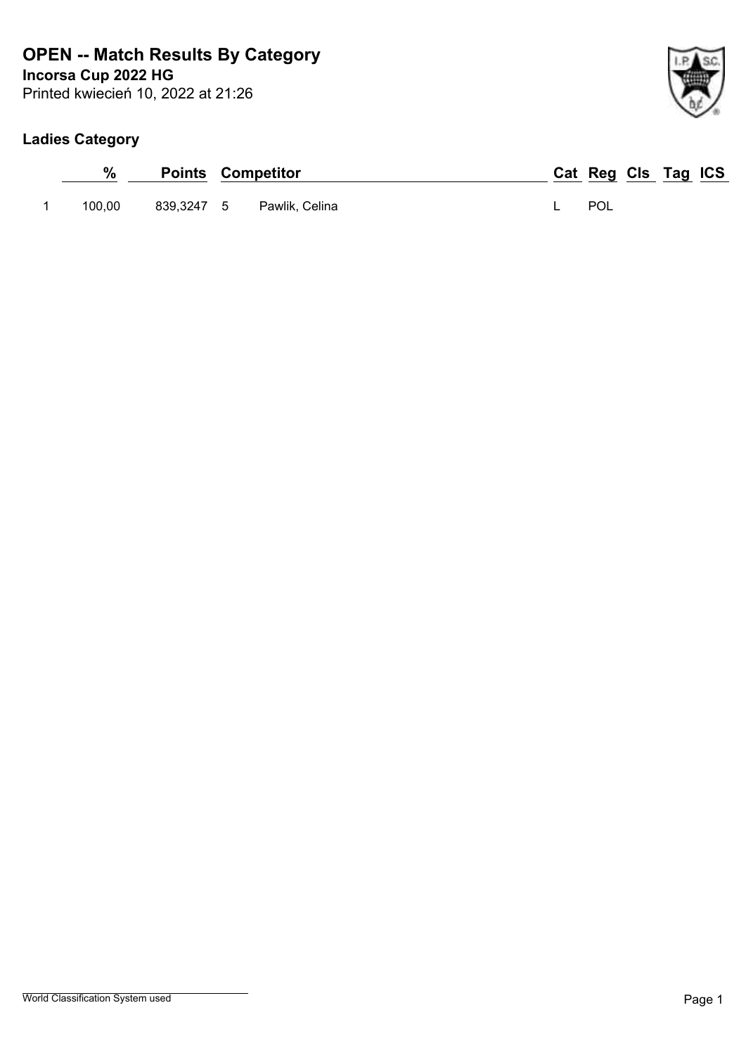# OPEN -- Match Results By Category

**Incorsa Cup 2022 HG**

Printed kwiecień 10, 2022 at 21:26

## Ladies Category

| | % | Points | Competitor | | Cat | Reg | Cls | Tag | ICS |
|---|---|---|---|---|---|---|---|---|---|
| 1 | 100,00 | 839,3247 | 5 | Pawlik, Celina | L | POL | | | |

World Classification System used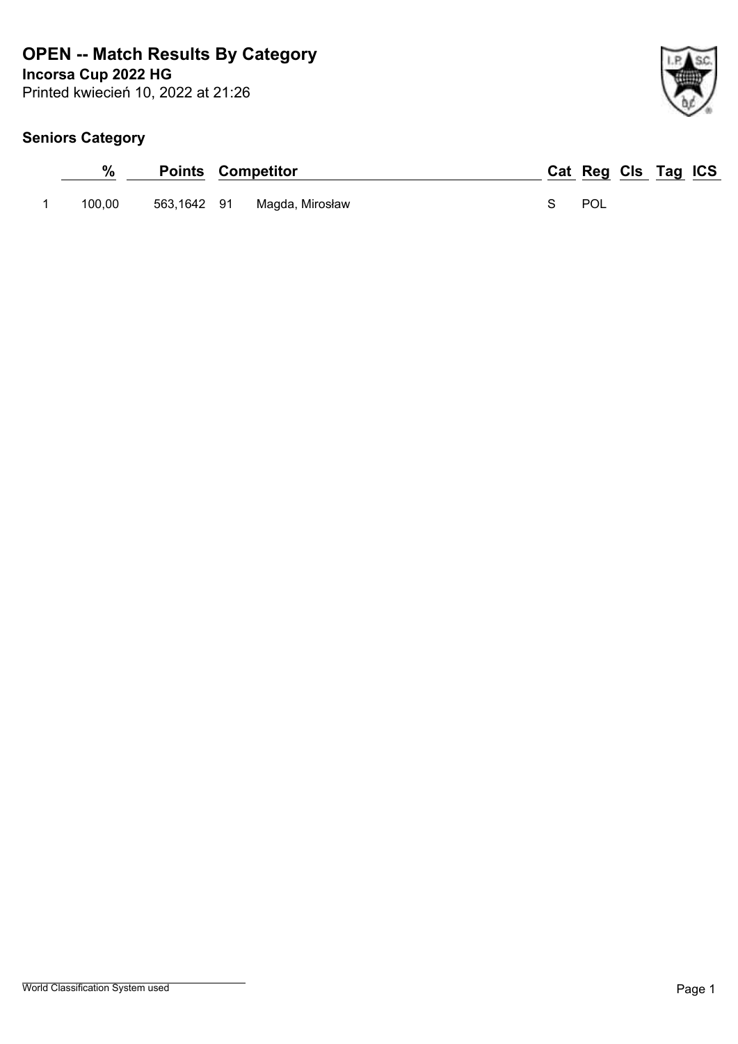# OPEN -- Match Results By Category

**Incorsa Cup 2022 HG**

Printed kwiecień 10, 2022 at 21:26

## Seniors Category

| | % | Points | Competitor | | Cat | Reg | Cls | Tag | ICS |
|---|---|---|---|---|---|---|---|---|---|
| 1 | 100,00 | 563,1642 | 91 | Magda, Mirosław | S | POL | | | |

World Classification System used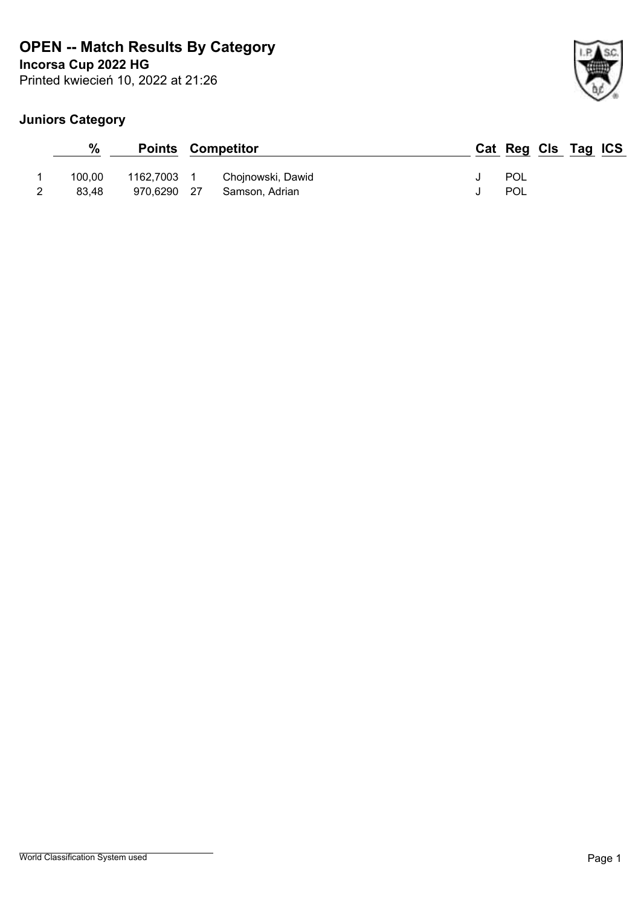# OPEN -- Match Results By Category

**Incorsa Cup 2022 HG**

Printed kwiecień 10, 2022 at 21:26

## Juniors Category

| | % | Points | | Competitor | Cat | Reg | Cls | Tag | ICS |
|---|---|---|---|---|---|---|---|---|---|
| 1 | 100,00 | 1162,7003 | 1 | Chojnowski, Dawid | J | POL | | | |
| 2 | 83,48 | 970,6290 | 27 | Samson, Adrian | J | POL | | | |

World Classification System used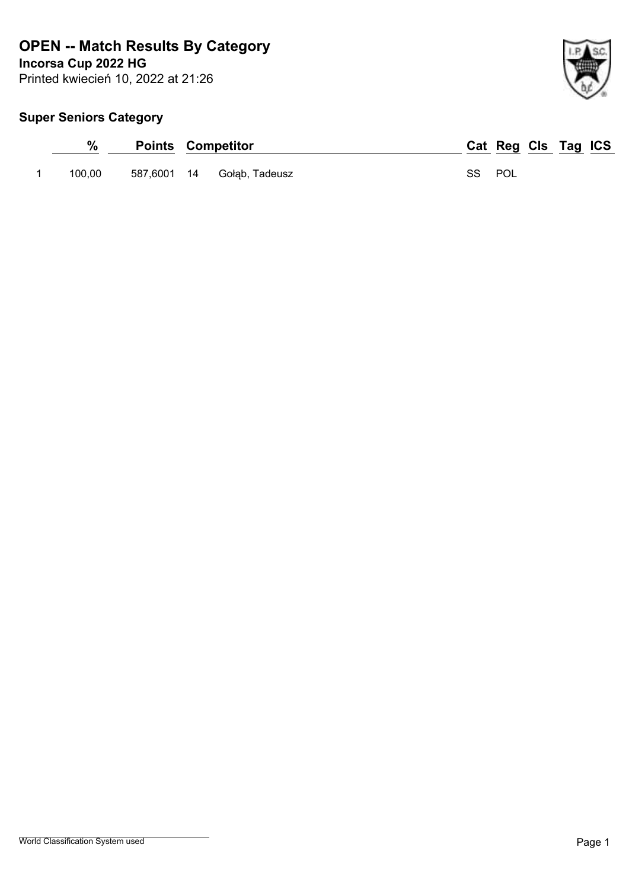# OPEN -- Match Results By Category

**Incorsa Cup 2022 HG**

Printed kwiecień 10, 2022 at 21:26

## Super Seniors Category

| | % | Points | | Competitor | Cat | Reg | Cls | Tag | ICS |
|---|---|---|---|---|---|---|---|---|---|
| 1 | 100,00 | 587,6001 | 14 | Gołąb, Tadeusz | SS | POL | | | |

World Classification System used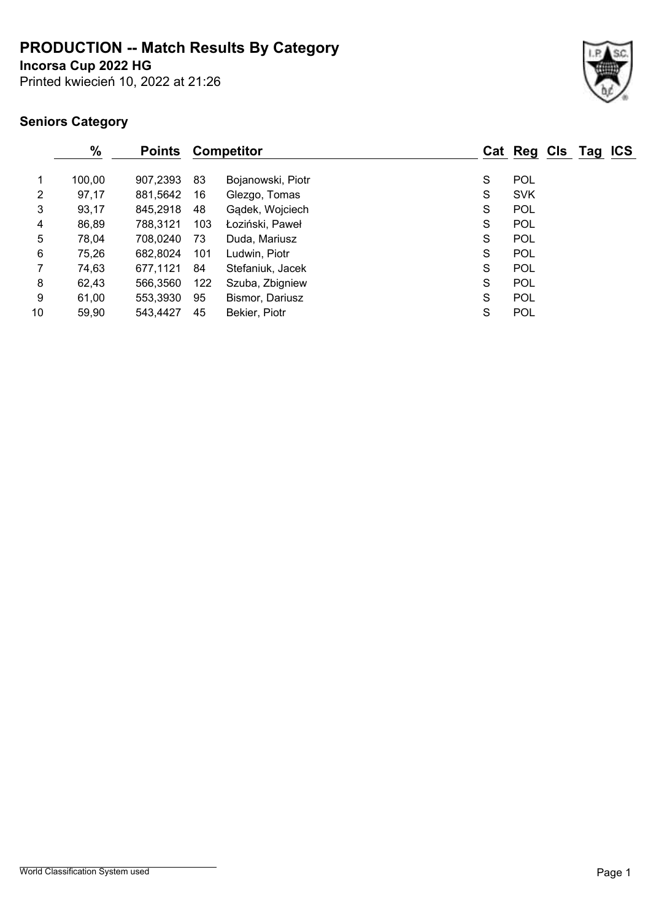# PRODUCTION -- Match Results By Category

**Incorsa Cup 2022 HG**

Printed kwiecień 10, 2022 at 21:26

## Seniors Category

| | % | Points | Competitor | | Cat | Reg | Cls | Tag | ICS |
|---|---|---|---|---|---|---|---|---|---|
| 1 | 100,00 | 907,2393 | 83 | Bojanowski, Piotr | S | POL | | | |
| 2 | 97,17 | 881,5642 | 16 | Glezgo, Tomas | S | SVK | | | |
| 3 | 93,17 | 845,2918 | 48 | Gądek, Wojciech | S | POL | | | |
| 4 | 86,89 | 788,3121 | 103 | Łoziński, Paweł | S | POL | | | |
| 5 | 78,04 | 708,0240 | 73 | Duda, Mariusz | S | POL | | | |
| 6 | 75,26 | 682,8024 | 101 | Ludwin, Piotr | S | POL | | | |
| 7 | 74,63 | 677,1121 | 84 | Stefaniuk, Jacek | S | POL | | | |
| 8 | 62,43 | 566,3560 | 122 | Szuba, Zbigniew | S | POL | | | |
| 9 | 61,00 | 553,3930 | 95 | Bismor, Dariusz | S | POL | | | |
| 10 | 59,90 | 543,4427 | 45 | Bekier, Piotr | S | POL | | | |

World Classification System used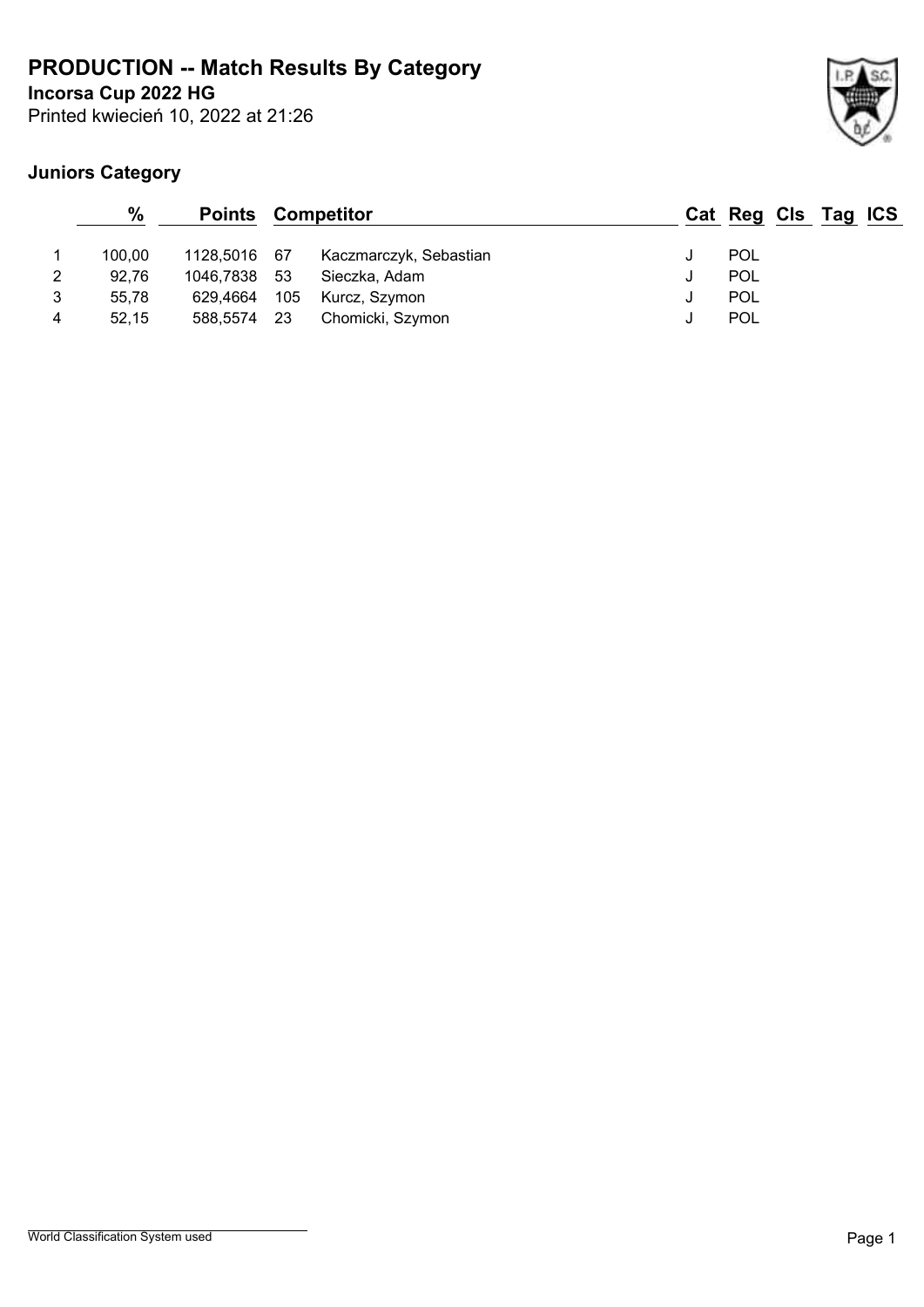# PRODUCTION -- Match Results By Category

**Incorsa Cup 2022 HG**

Printed kwiecień 10, 2022 at 21:26

## Juniors Category

| | % | Points | Competitor | | Cat | Reg | Cls | Tag | ICS |
|---|---|---|---|---|---|---|---|---|---|
| 1 | 100,00 | 1128,5016 | 67 | Kaczmarczyk, Sebastian | J | POL | | | |
| 2 | 92,76 | 1046,7838 | 53 | Sieczka, Adam | J | POL | | | |
| 3 | 55,78 | 629,4664 | 105 | Kurcz, Szymon | J | POL | | | |
| 4 | 52,15 | 588,5574 | 23 | Chomicki, Szymon | J | POL | | | |

World Classification System used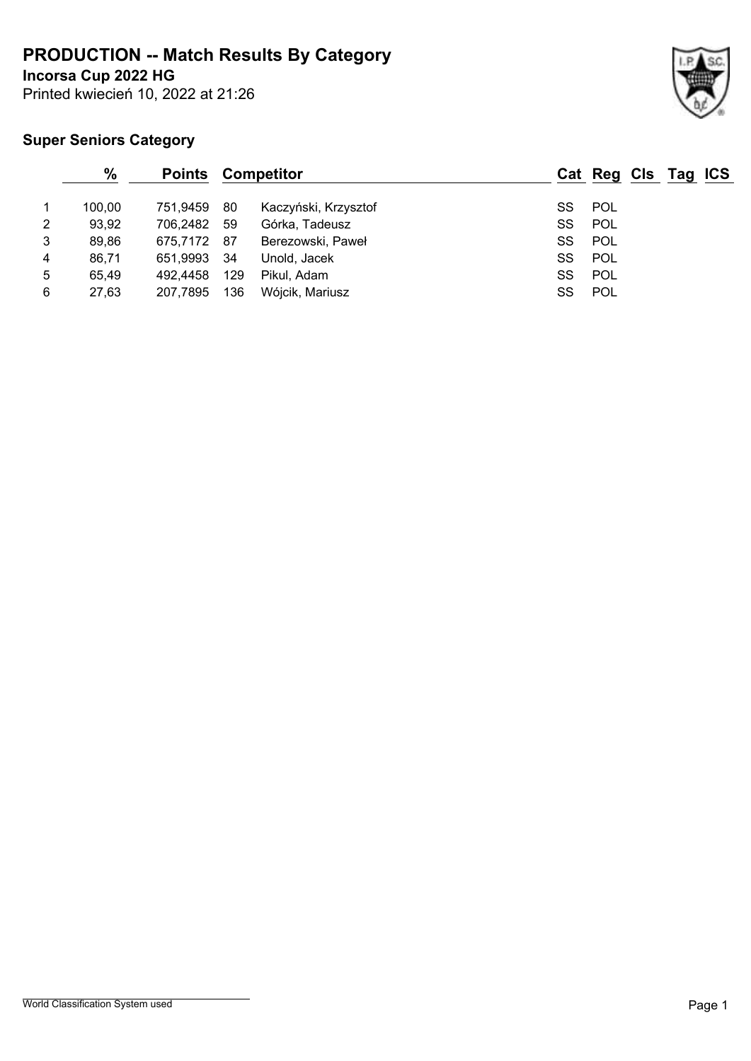# PRODUCTION -- Match Results By Category

**Incorsa Cup 2022 HG**

Printed kwiecień 10, 2022 at 21:26

## Super Seniors Category

| | % | Points | Competitor | | Cat | Reg | Cls | Tag | ICS |
|---|---|---|---|---|---|---|---|---|---|
| 1 | 100,00 | 751,9459 | 80 | Kaczyński, Krzysztof | SS | POL | | | |
| 2 | 93,92 | 706,2482 | 59 | Górka, Tadeusz | SS | POL | | | |
| 3 | 89,86 | 675,7172 | 87 | Berezowski, Paweł | SS | POL | | | |
| 4 | 86,71 | 651,9993 | 34 | Unold, Jacek | SS | POL | | | |
| 5 | 65,49 | 492,4458 | 129 | Pikul, Adam | SS | POL | | | |
| 6 | 27,63 | 207,7895 | 136 | Wójcik, Mariusz | SS | POL | | | |

World Classification System used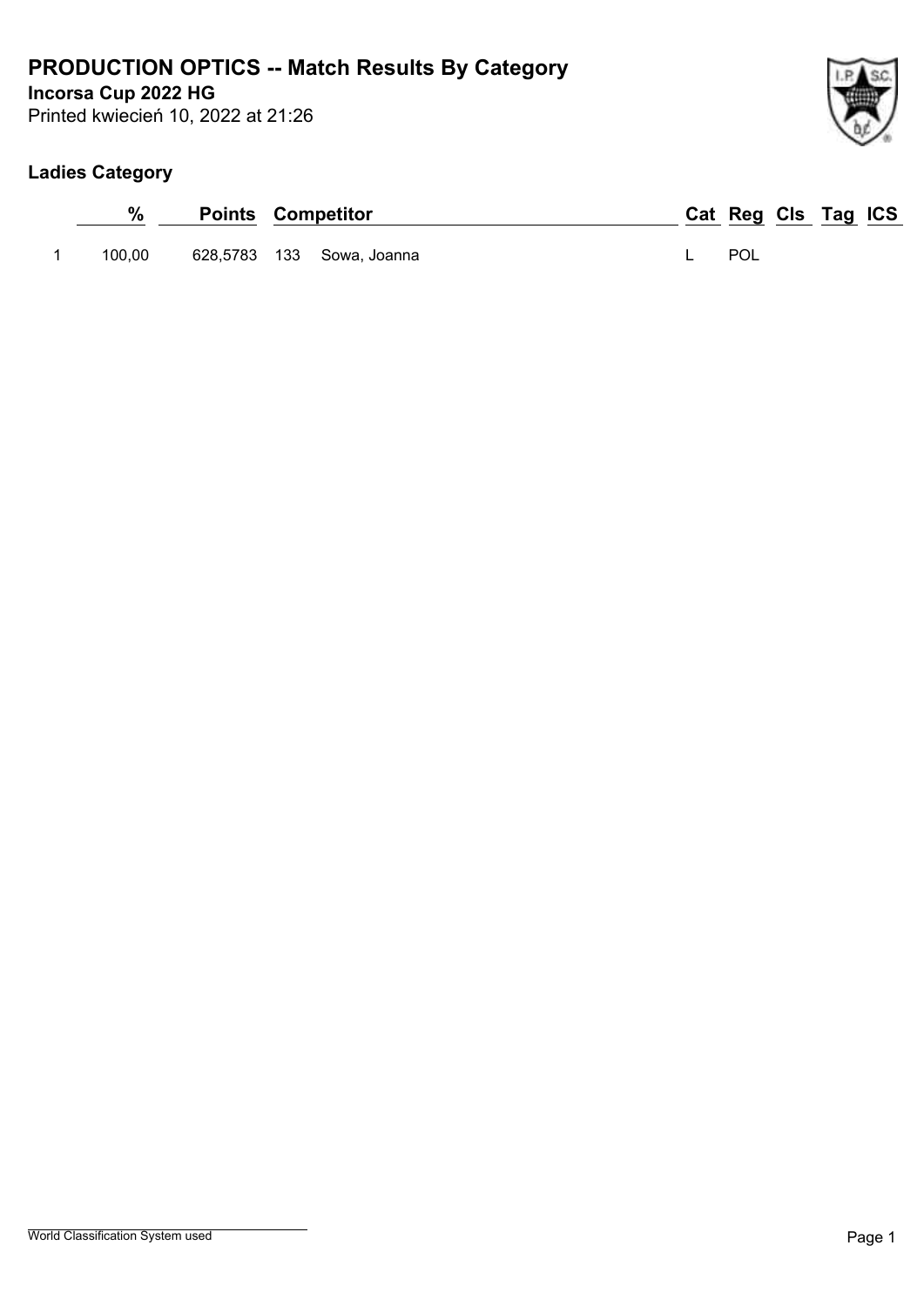# PRODUCTION OPTICS -- Match Results By Category

**Incorsa Cup 2022 HG**

Printed kwiecień 10, 2022 at 21:26

## Ladies Category

| | % | Points | | Competitor | Cat | Reg | Cls | Tag | ICS |
|---|---|---|---|---|---|---|---|---|---|
| 1 | 100,00 | 628,5783 | 133 | Sowa, Joanna | L | POL | | | |

World Classification System used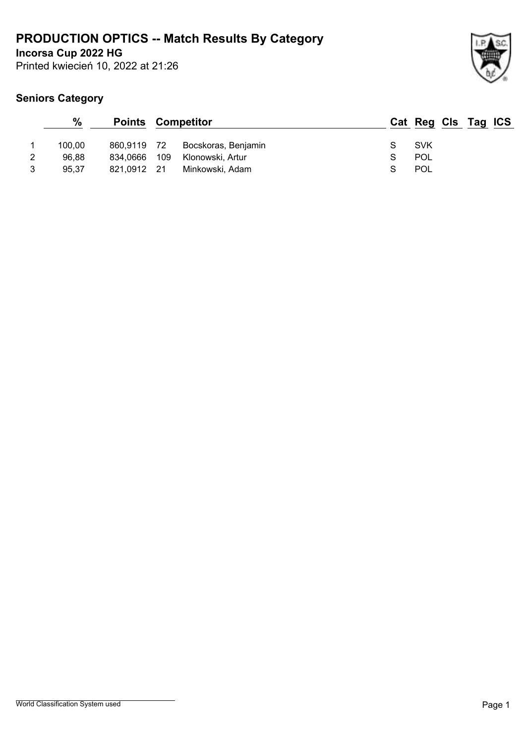# PRODUCTION OPTICS -- Match Results By Category

**Incorsa Cup 2022 HG**

Printed kwiecień 10, 2022 at 21:26

## Seniors Category

|  | % | Points | Competitor |  | Cat | Reg | Cls | Tag | ICS |
|---|---|---|---|---|---|---|---|---|---|
| 1 | 100,00 | 860,9119 | 72 | Bocskoras, Benjamin | S | SVK |  |  |  |
| 2 | 96,88 | 834,0666 | 109 | Klonowski, Artur | S | POL |  |  |  |
| 3 | 95,37 | 821,0912 | 21 | Minkowski, Adam | S | POL |  |  |  |

World Classification System used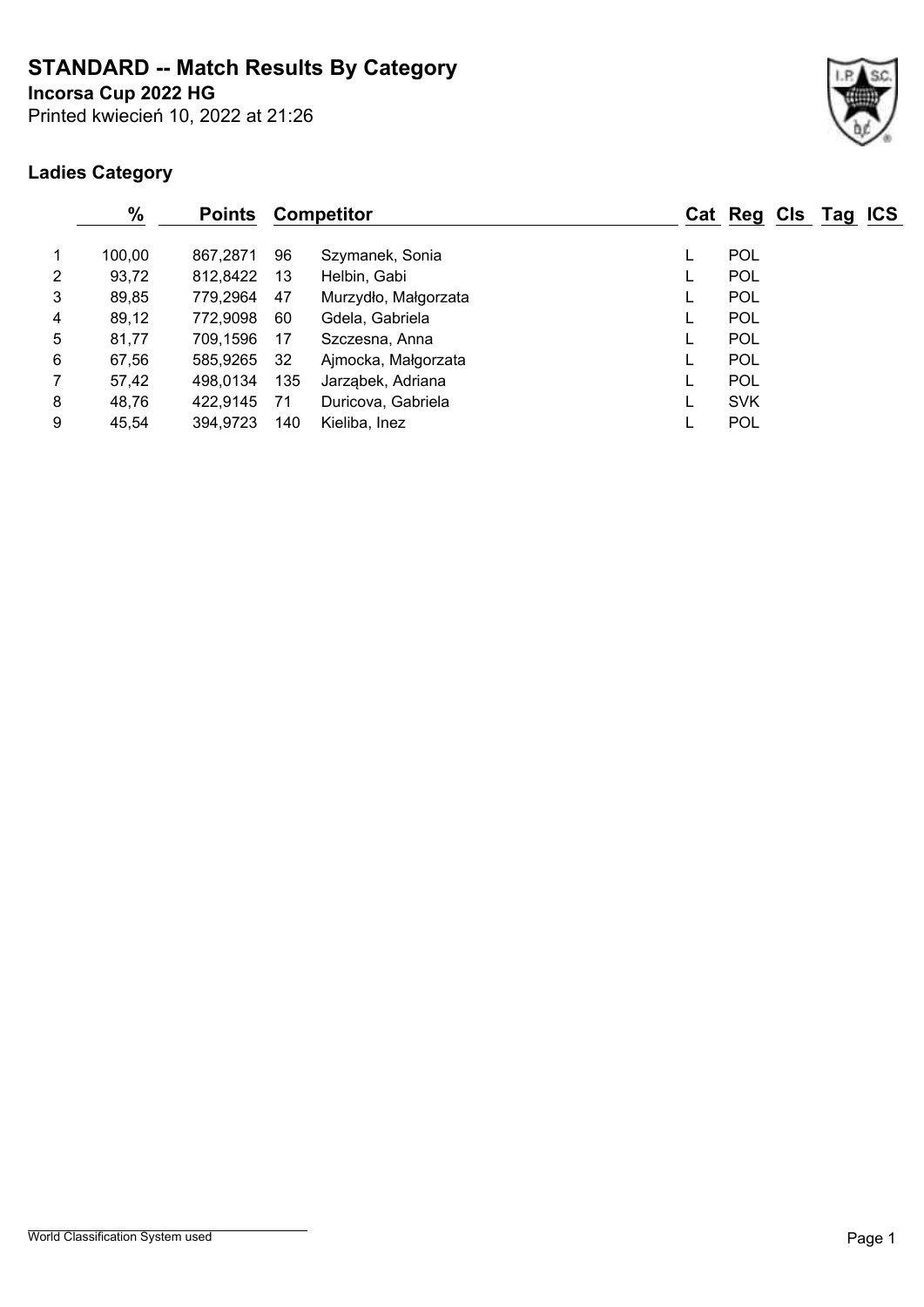# STANDARD -- Match Results By Category

**Incorsa Cup 2022 HG**

Printed kwiecień 10, 2022 at 21:26

**Ladies Category**

| | % | Points | Competitor | | Cat | Reg | Cls | Tag | ICS |
|---|---|---|---|---|---|---|---|---|---|
| 1 | 100,00 | 867,2871 | 96 | Szymanek, Sonia | L | POL | | | |
| 2 | 93,72 | 812,8422 | 13 | Helbin, Gabi | L | POL | | | |
| 3 | 89,85 | 779,2964 | 47 | Murzydło, Małgorzata | L | POL | | | |
| 4 | 89,12 | 772,9098 | 60 | Gdela, Gabriela | L | POL | | | |
| 5 | 81,77 | 709,1596 | 17 | Szczesna, Anna | L | POL | | | |
| 6 | 67,56 | 585,9265 | 32 | Ajmocka, Małgorzata | L | POL | | | |
| 7 | 57,42 | 498,0134 | 135 | Jarząbek, Adriana | L | POL | | | |
| 8 | 48,76 | 422,9145 | 71 | Duricova, Gabriela | L | SVK | | | |
| 9 | 45,54 | 394,9723 | 140 | Kieliba, Inez | L | POL | | | |

World Classification System used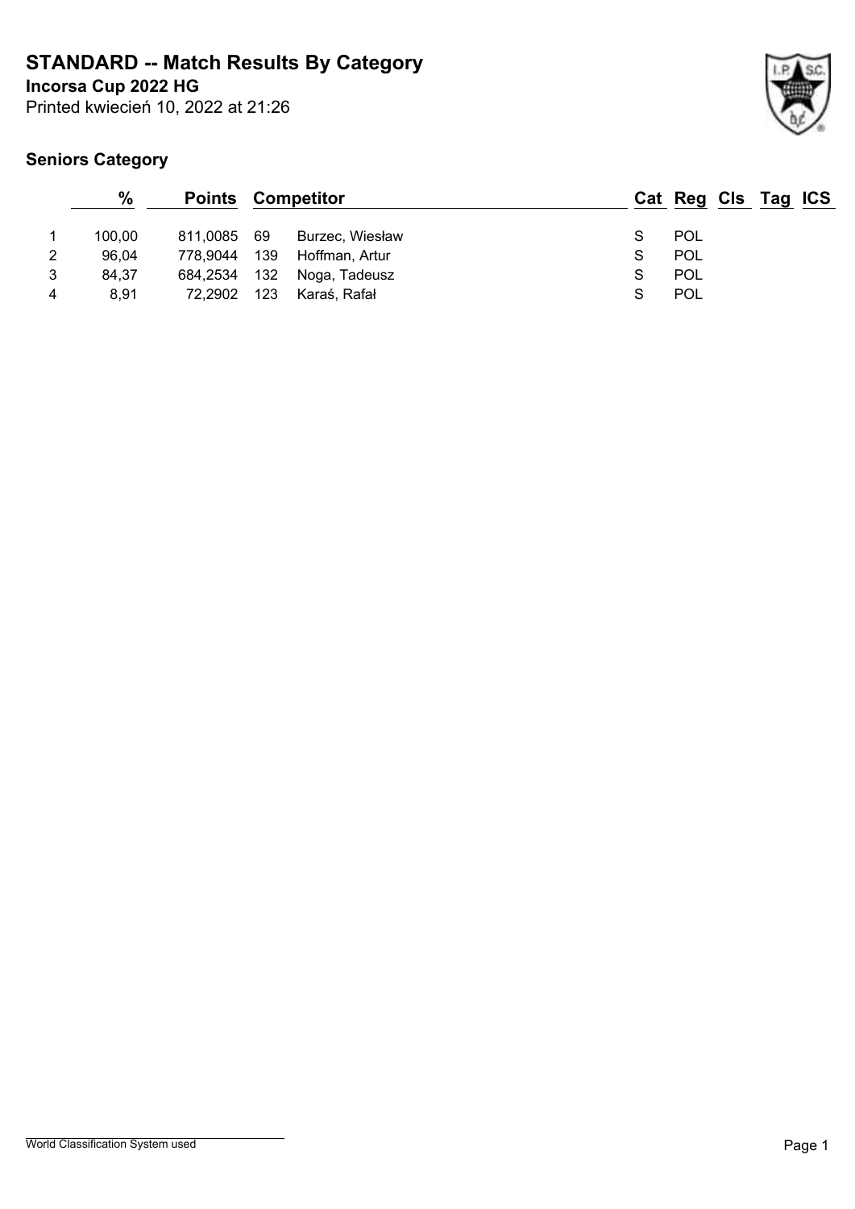# STANDARD -- Match Results By Category

**Incorsa Cup 2022 HG**

Printed kwiecień 10, 2022 at 21:26

## Seniors Category

| | % | Points | | Competitor | Cat | Reg | Cls | Tag | ICS |
|---|---|---|---|---|---|---|---|---|---|
| 1 | 100,00 | 811,0085 | 69 | Burzec, Wiesław | S | POL | | | |
| 2 | 96,04 | 778,9044 | 139 | Hoffman, Artur | S | POL | | | |
| 3 | 84,37 | 684,2534 | 132 | Noga, Tadeusz | S | POL | | | |
| 4 | 8,91 | 72,2902 | 123 | Karaś, Rafał | S | POL | | | |

World Classification System used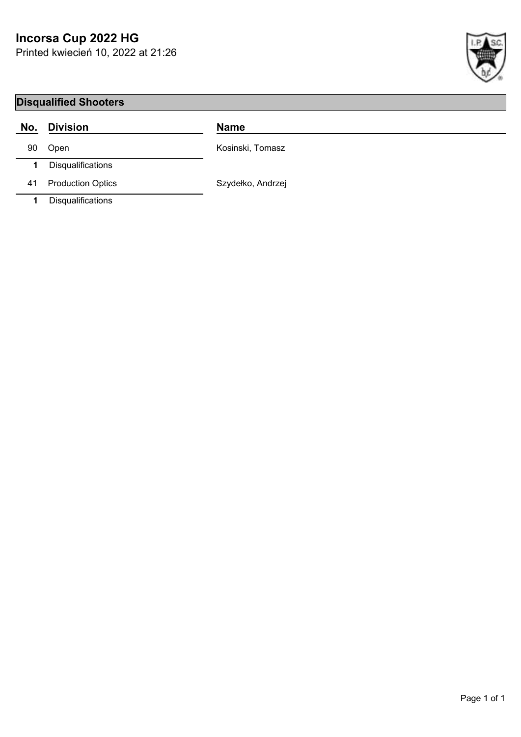# Incorsa Cup 2022 HG

Printed kwiecień 10, 2022 at 21:26

## Disqualified Shooters

| No. | Division | Name |
|---|---|---|
| 90 | Open | Kosinski, Tomasz |
| **1** | Disqualifications | |
| 41 | Production Optics | Szydełko, Andrzej |
| **1** | Disqualifications | |